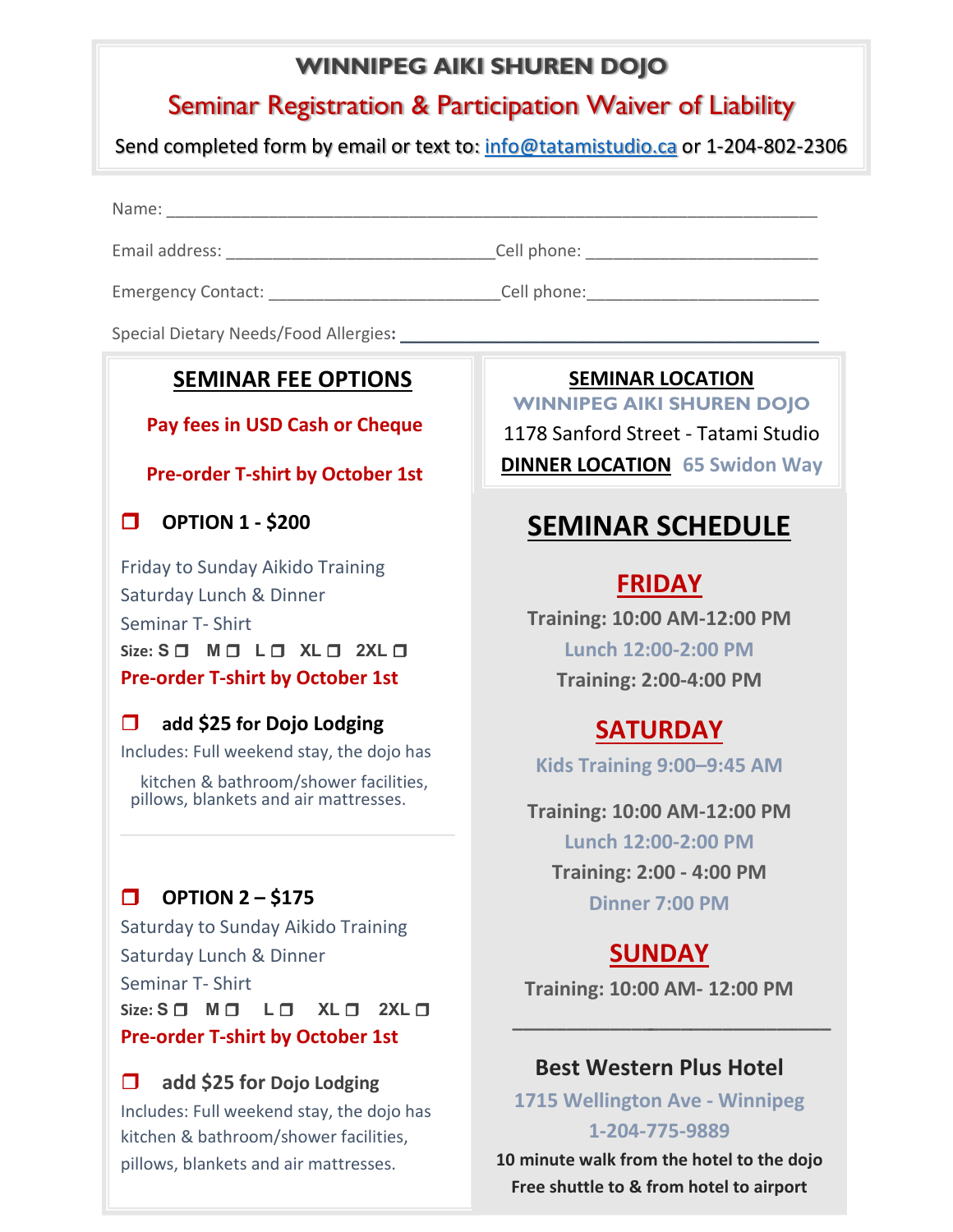# WINNIPEG AIKI SHUREN DOJO

## Seminar Registration & Participation Waiver of Liability

Send completed form by email or text to: info@tatamistudio.ca or 1-204-802-2306

Name: ______________________________________________________________________

Email address: ______________________________ Cell phone: _________________________

Emergency Contact: __________________________ Cell phone: _________________________

Special Dietary Needs/Food Allergies: ___________________________________________

## SEMINAR FEE OPTIONS

**Pay fees in USD Cash or Cheque**

**Pre-order T-shirt by October 1st**

❒ **OPTION 1 - $200**

Friday to Sunday Aikido Training
Saturday Lunch & Dinner
Seminar T- Shirt
**Size: S ❒ M ❒ L ❒ XL ❒ 2XL ❒**
**Pre-order T-shirt by October 1st**

❒ **add $25 for Dojo Lodging**
Includes: Full weekend stay, the dojo has kitchen & bathroom/shower facilities, pillows, blankets and air mattresses.

❒ **OPTION 2 – $175**

Saturday to Sunday Aikido Training
Saturday Lunch & Dinner
Seminar T- Shirt
**Size: S ❒ M ❒ L ❒ XL ❒ 2XL ❒**
**Pre-order T-shirt by October 1st**

❒ **add $25 for Dojo Lodging**
Includes: Full weekend stay, the dojo has kitchen & bathroom/shower facilities, pillows, blankets and air mattresses.

## SEMINAR LOCATION

**WINNIPEG AIKI SHUREN DOJO**
1178 Sanford Street - Tatami Studio
**DINNER LOCATION** 65 Swidon Way

## SEMINAR SCHEDULE

### FRIDAY

**Training: 10:00 AM-12:00 PM**
**Lunch 12:00-2:00 PM**
**Training: 2:00-4:00 PM**

### SATURDAY

**Kids Training 9:00–9:45 AM**

**Training: 10:00 AM-12:00 PM**
**Lunch 12:00-2:00 PM**
**Training: 2:00 - 4:00 PM**
**Dinner 7:00 PM**

### SUNDAY

**Training: 10:00 AM- 12:00 PM**

---

**Best Western Plus Hotel**
1715 Wellington Ave - Winnipeg
1-204-775-9889
**10 minute walk from the hotel to the dojo**
**Free shuttle to & from hotel to airport**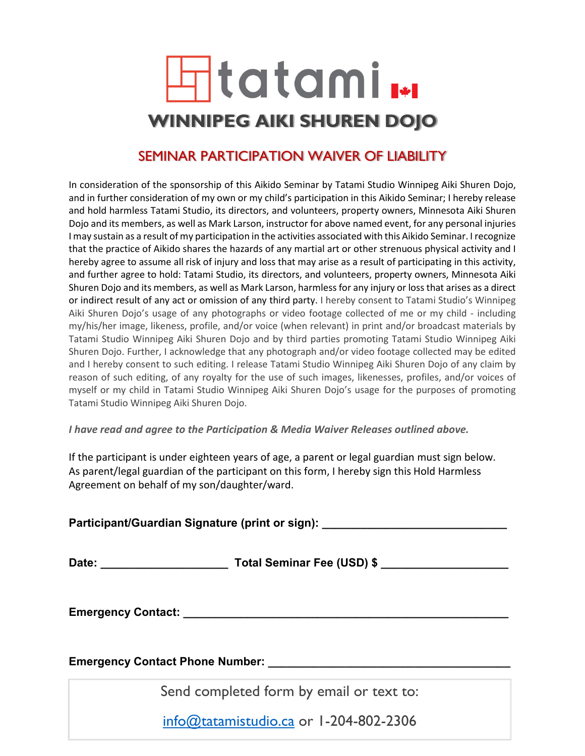# tatami

## WINNIPEG AIKI SHUREN DOJO

### SEMINAR PARTICIPATION WAIVER OF LIABILITY

In consideration of the sponsorship of this Aikido Seminar by Tatami Studio Winnipeg Aiki Shuren Dojo, and in further consideration of my own or my child's participation in this Aikido Seminar; I hereby release and hold harmless Tatami Studio, its directors, and volunteers, property owners, Minnesota Aiki Shuren Dojo and its members, as well as Mark Larson, instructor for above named event, for any personal injuries I may sustain as a result of my participation in the activities associated with this Aikido Seminar. I recognize that the practice of Aikido shares the hazards of any martial art or other strenuous physical activity and I hereby agree to assume all risk of injury and loss that may arise as a result of participating in this activity, and further agree to hold: Tatami Studio, its directors, and volunteers, property owners, Minnesota Aiki Shuren Dojo and its members, as well as Mark Larson, harmless for any injury or loss that arises as a direct or indirect result of any act or omission of any third party. I hereby consent to Tatami Studio's Winnipeg Aiki Shuren Dojo's usage of any photographs or video footage collected of me or my child - including my/his/her image, likeness, profile, and/or voice (when relevant) in print and/or broadcast materials by Tatami Studio Winnipeg Aiki Shuren Dojo and by third parties promoting Tatami Studio Winnipeg Aiki Shuren Dojo. Further, I acknowledge that any photograph and/or video footage collected may be edited and I hereby consent to such editing. I release Tatami Studio Winnipeg Aiki Shuren Dojo of any claim by reason of such editing, of any royalty for the use of such images, likenesses, profiles, and/or voices of myself or my child in Tatami Studio Winnipeg Aiki Shuren Dojo's usage for the purposes of promoting Tatami Studio Winnipeg Aiki Shuren Dojo.

***I have read and agree to the Participation & Media Waiver Releases outlined above.***

If the participant is under eighteen years of age, a parent or legal guardian must sign below. As parent/legal guardian of the participant on this form, I hereby sign this Hold Harmless Agreement on behalf of my son/daughter/ward.

**Participant/Guardian Signature (print or sign):** ____________________________

**Date:** ___________________ **Total Seminar Fee (USD) $** ___________________

**Emergency Contact:** _________________________________________________

**Emergency Contact Phone Number:** ____________________________________

Send completed form by email or text to:

info@tatamistudio.ca or 1-204-802-2306